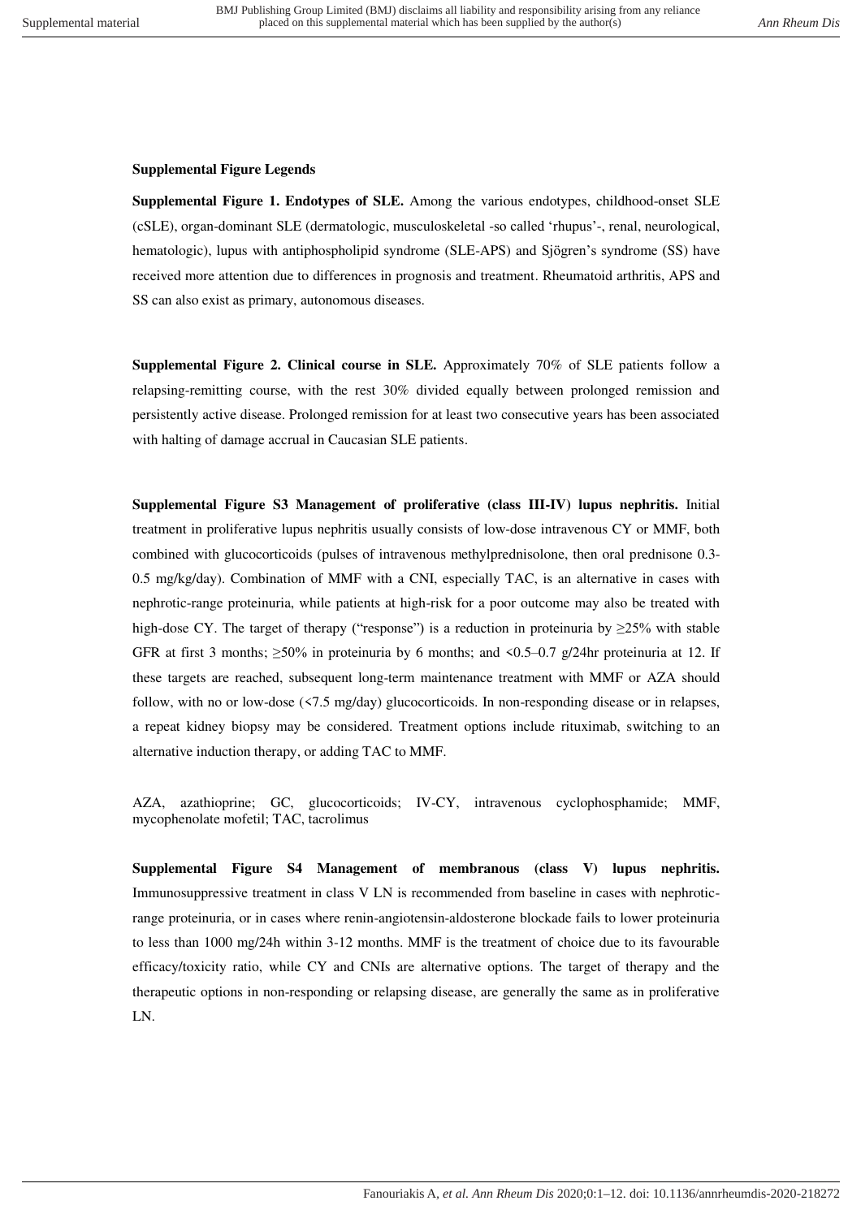**Supplemental Figure Legends**

**Supplemental Figure 1. Endotypes of SLE.** Among the various endotypes, childhood-onset SLE (cSLE), organ-dominant SLE (dermatologic, musculoskeletal -so called 'rhupus'-, renal, neurological, hematologic), lupus with antiphospholipid syndrome (SLE-APS) and Sjögren's syndrome (SS) have received more attention due to differences in prognosis and treatment. Rheumatoid arthritis, APS and SS can also exist as primary, autonomous diseases.

**Supplemental Figure 2. Clinical course in SLE.** Approximately 70% of SLE patients follow a relapsing-remitting course, with the rest 30% divided equally between prolonged remission and persistently active disease. Prolonged remission for at least two consecutive years has been associated with halting of damage accrual in Caucasian SLE patients.

**Supplemental Figure S3 Management of proliferative (class III-IV) lupus nephritis.** Initial treatment in proliferative lupus nephritis usually consists of low-dose intravenous CY or MMF, both combined with glucocorticoids (pulses of intravenous methylprednisolone, then oral prednisone 0.3-0.5 mg/kg/day). Combination of MMF with a CNI, especially TAC, is an alternative in cases with nephrotic-range proteinuria, while patients at high-risk for a poor outcome may also be treated with high-dose CY. The target of therapy ("response") is a reduction in proteinuria by ≥25% with stable GFR at first 3 months; ≥50% in proteinuria by 6 months; and <0.5–0.7 g/24hr proteinuria at 12. If these targets are reached, subsequent long-term maintenance treatment with MMF or AZA should follow, with no or low-dose (<7.5 mg/day) glucocorticoids. In non-responding disease or in relapses, a repeat kidney biopsy may be considered. Treatment options include rituximab, switching to an alternative induction therapy, or adding TAC to MMF.

AZA, azathioprine; GC, glucocorticoids; IV-CY, intravenous cyclophosphamide; MMF, mycophenolate mofetil; TAC, tacrolimus

**Supplemental Figure S4 Management of membranous (class V) lupus nephritis.** Immunosuppressive treatment in class V LN is recommended from baseline in cases with nephrotic-range proteinuria, or in cases where renin-angiotensin-aldosterone blockade fails to lower proteinuria to less than 1000 mg/24h within 3-12 months. MMF is the treatment of choice due to its favourable efficacy/toxicity ratio, while CY and CNIs are alternative options. The target of therapy and the therapeutic options in non-responding or relapsing disease, are generally the same as in proliferative LN.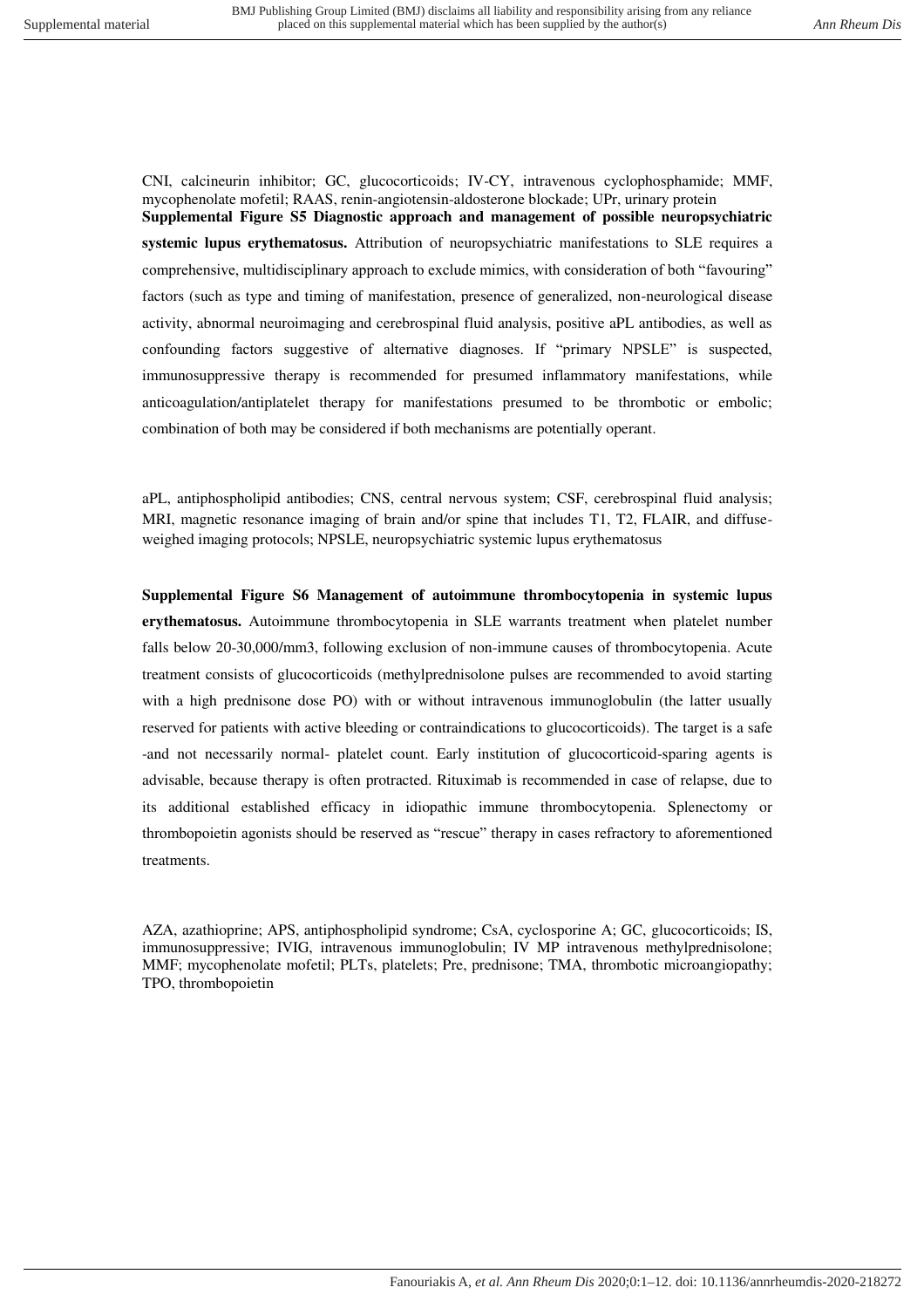CNI, calcineurin inhibitor; GC, glucocorticoids; IV-CY, intravenous cyclophosphamide; MMF, mycophenolate mofetil; RAAS, renin-angiotensin-aldosterone blockade; UPr, urinary protein

**Supplemental Figure S5 Diagnostic approach and management of possible neuropsychiatric systemic lupus erythematosus.** Attribution of neuropsychiatric manifestations to SLE requires a comprehensive, multidisciplinary approach to exclude mimics, with consideration of both "favouring" factors (such as type and timing of manifestation, presence of generalized, non-neurological disease activity, abnormal neuroimaging and cerebrospinal fluid analysis, positive aPL antibodies, as well as confounding factors suggestive of alternative diagnoses. If "primary NPSLE" is suspected, immunosuppressive therapy is recommended for presumed inflammatory manifestations, while anticoagulation/antiplatelet therapy for manifestations presumed to be thrombotic or embolic; combination of both may be considered if both mechanisms are potentially operant.

aPL, antiphospholipid antibodies; CNS, central nervous system; CSF, cerebrospinal fluid analysis; MRI, magnetic resonance imaging of brain and/or spine that includes T1, T2, FLAIR, and diffuse-weighed imaging protocols; NPSLE, neuropsychiatric systemic lupus erythematosus

**Supplemental Figure S6 Management of autoimmune thrombocytopenia in systemic lupus erythematosus.** Autoimmune thrombocytopenia in SLE warrants treatment when platelet number falls below 20-30,000/mm3, following exclusion of non-immune causes of thrombocytopenia. Acute treatment consists of glucocorticoids (methylprednisolone pulses are recommended to avoid starting with a high prednisone dose PO) with or without intravenous immunoglobulin (the latter usually reserved for patients with active bleeding or contraindications to glucocorticoids). The target is a safe -and not necessarily normal- platelet count. Early institution of glucocorticoid-sparing agents is advisable, because therapy is often protracted. Rituximab is recommended in case of relapse, due to its additional established efficacy in idiopathic immune thrombocytopenia. Splenectomy or thrombopoietin agonists should be reserved as "rescue" therapy in cases refractory to aforementioned treatments.

AZA, azathioprine; APS, antiphospholipid syndrome; CsA, cyclosporine A; GC, glucocorticoids; IS, immunosuppressive; IVIG, intravenous immunoglobulin; IV MP intravenous methylprednisolone; MMF; mycophenolate mofetil; PLTs, platelets; Pre, prednisone; TMA, thrombotic microangiopathy; TPO, thrombopoietin